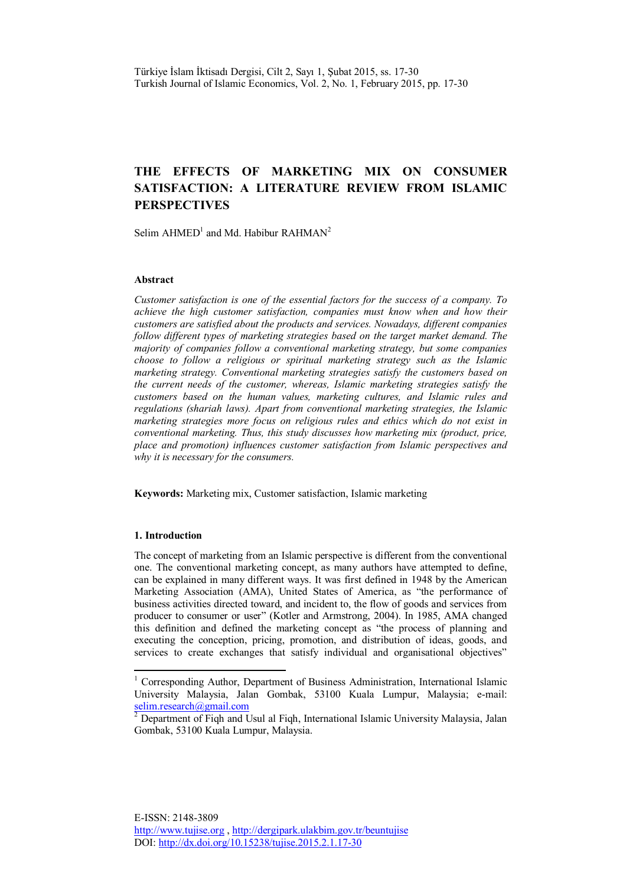# THE EFFECTS OF MARKETING MIX ON CONSUMER SATISFACTION: A LITERATURE REVIEW FROM ISLAMIC PERSPECTIVES

Selim AHMED[1] and Md. Habibur RAHMAN[2]

### Abstract

*Customer satisfaction is one of the essential factors for the success of a company. To achieve the high customer satisfaction, companies must know when and how their customers are satisfied about the products and services. Nowadays, different companies follow different types of marketing strategies based on the target market demand. The majority of companies follow a conventional marketing strategy, but some companies choose to follow a religious or spiritual marketing strategy such as the Islamic marketing strategy. Conventional marketing strategies satisfy the customers based on the current needs of the customer, whereas, Islamic marketing strategies satisfy the customers based on the human values, marketing cultures, and Islamic rules and regulations (shariah laws). Apart from conventional marketing strategies, the Islamic marketing strategies more focus on religious rules and ethics which do not exist in conventional marketing. Thus, this study discusses how marketing mix (product, price, place and promotion) influences customer satisfaction from Islamic perspectives and why it is necessary for the consumers.*

**Keywords:** Marketing mix, Customer satisfaction, Islamic marketing

### 1. Introduction

The concept of marketing from an Islamic perspective is different from the conventional one. The conventional marketing concept, as many authors have attempted to define, can be explained in many different ways. It was first defined in 1948 by the American Marketing Association (AMA), United States of America, as "the performance of business activities directed toward, and incident to, the flow of goods and services from producer to consumer or user" (Kotler and Armstrong, 2004). In 1985, AMA changed this definition and defined the marketing concept as "the process of planning and executing the conception, pricing, promotion, and distribution of ideas, goods, and services to create exchanges that satisfy individual and organisational objectives"

---

[1] Corresponding Author, Department of Business Administration, International Islamic University Malaysia, Jalan Gombak, 53100 Kuala Lumpur, Malaysia; e-mail: selim.research@gmail.com

[2] Department of Fiqh and Usul al Fiqh, International Islamic University Malaysia, Jalan Gombak, 53100 Kuala Lumpur, Malaysia.

E-ISSN: 2148-3809
http://www.tujise.org , http://dergipark.ulakbim.gov.tr/beuntujise
DOI: http://dx.doi.org/10.15238/tujise.2015.2.1.17-30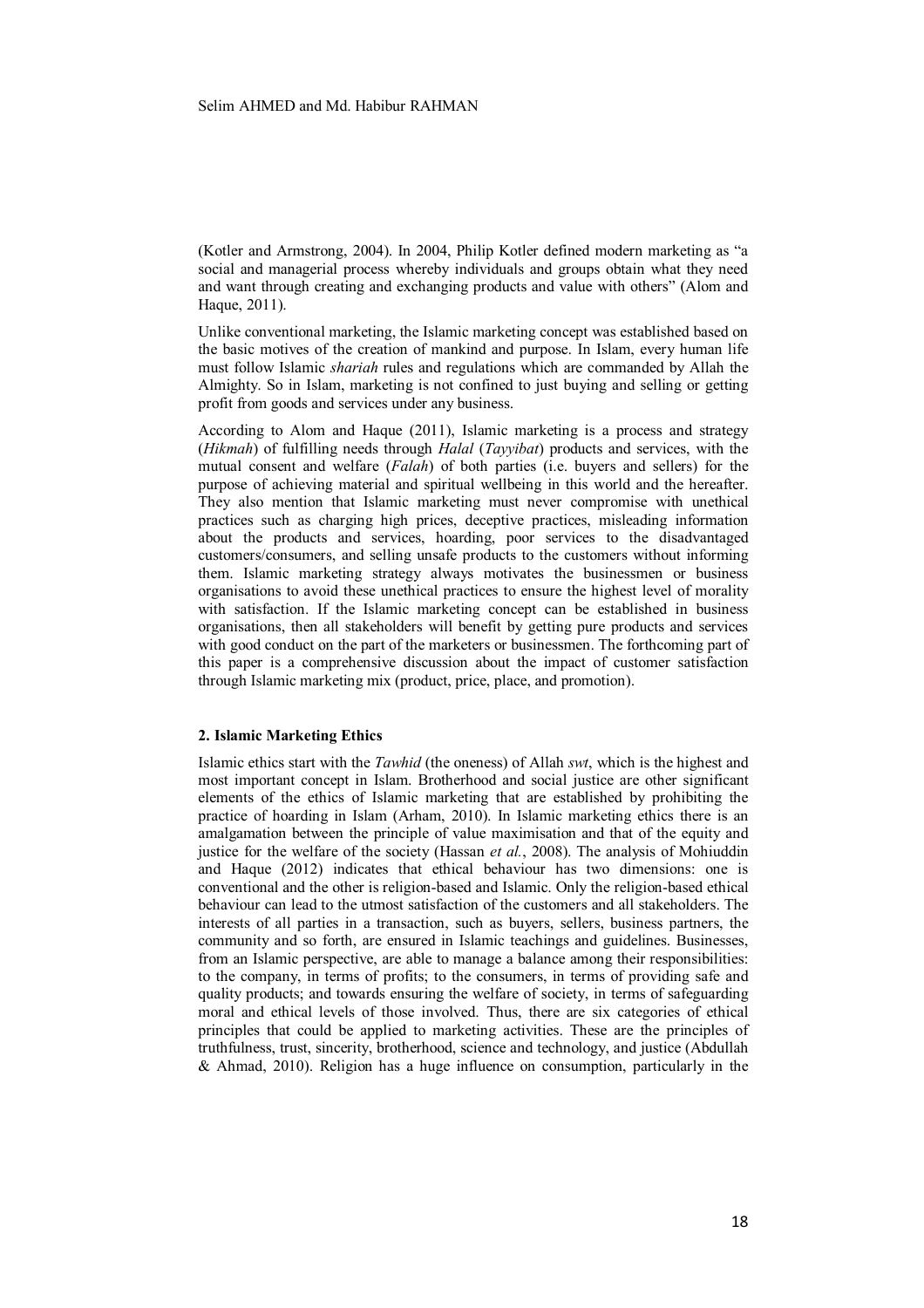(Kotler and Armstrong, 2004). In 2004, Philip Kotler defined modern marketing as "a social and managerial process whereby individuals and groups obtain what they need and want through creating and exchanging products and value with others" (Alom and Haque, 2011).

Unlike conventional marketing, the Islamic marketing concept was established based on the basic motives of the creation of mankind and purpose. In Islam, every human life must follow Islamic *shariah* rules and regulations which are commanded by Allah the Almighty. So in Islam, marketing is not confined to just buying and selling or getting profit from goods and services under any business.

According to Alom and Haque (2011), Islamic marketing is a process and strategy (*Hikmah*) of fulfilling needs through *Halal* (*Tayyibat*) products and services, with the mutual consent and welfare (*Falah*) of both parties (i.e. buyers and sellers) for the purpose of achieving material and spiritual wellbeing in this world and the hereafter. They also mention that Islamic marketing must never compromise with unethical practices such as charging high prices, deceptive practices, misleading information about the products and services, hoarding, poor services to the disadvantaged customers/consumers, and selling unsafe products to the customers without informing them. Islamic marketing strategy always motivates the businessmen or business organisations to avoid these unethical practices to ensure the highest level of morality with satisfaction. If the Islamic marketing concept can be established in business organisations, then all stakeholders will benefit by getting pure products and services with good conduct on the part of the marketers or businessmen. The forthcoming part of this paper is a comprehensive discussion about the impact of customer satisfaction through Islamic marketing mix (product, price, place, and promotion).

## 2. Islamic Marketing Ethics

Islamic ethics start with the *Tawhid* (the oneness) of Allah *swt*, which is the highest and most important concept in Islam. Brotherhood and social justice are other significant elements of the ethics of Islamic marketing that are established by prohibiting the practice of hoarding in Islam (Arham, 2010). In Islamic marketing ethics there is an amalgamation between the principle of value maximisation and that of the equity and justice for the welfare of the society (Hassan *et al.*, 2008). The analysis of Mohiuddin and Haque (2012) indicates that ethical behaviour has two dimensions: one is conventional and the other is religion-based and Islamic. Only the religion-based ethical behaviour can lead to the utmost satisfaction of the customers and all stakeholders. The interests of all parties in a transaction, such as buyers, sellers, business partners, the community and so forth, are ensured in Islamic teachings and guidelines. Businesses, from an Islamic perspective, are able to manage a balance among their responsibilities: to the company, in terms of profits; to the consumers, in terms of providing safe and quality products; and towards ensuring the welfare of society, in terms of safeguarding moral and ethical levels of those involved. Thus, there are six categories of ethical principles that could be applied to marketing activities. These are the principles of truthfulness, trust, sincerity, brotherhood, science and technology, and justice (Abdullah & Ahmad, 2010). Religion has a huge influence on consumption, particularly in the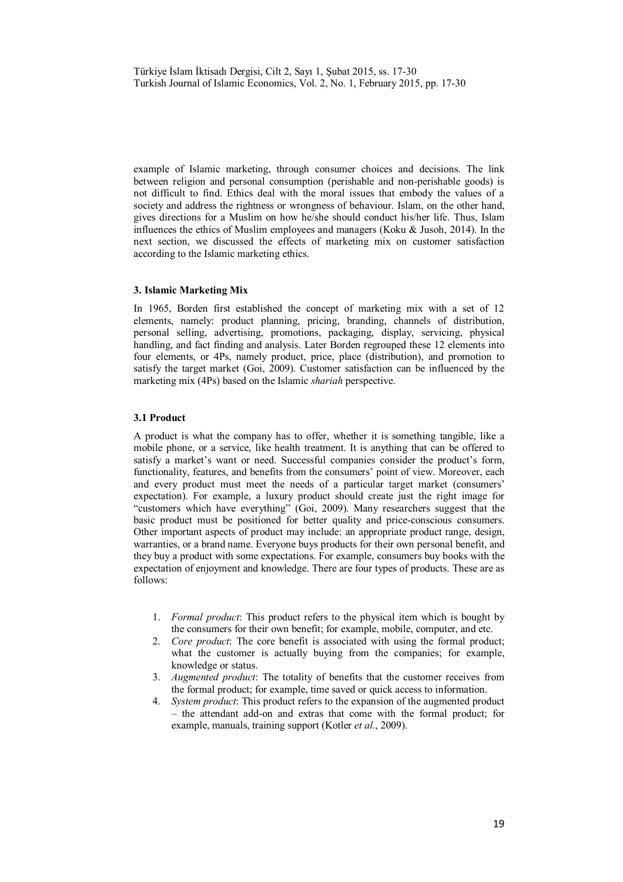example of Islamic marketing, through consumer choices and decisions. The link between religion and personal consumption (perishable and non-perishable goods) is not difficult to find. Ethics deal with the moral issues that embody the values of a society and address the rightness or wrongness of behaviour. Islam, on the other hand, gives directions for a Muslim on how he/she should conduct his/her life. Thus, Islam influences the ethics of Muslim employees and managers (Koku & Jusoh, 2014). In the next section, we discussed the effects of marketing mix on customer satisfaction according to the Islamic marketing ethics.

## 3. Islamic Marketing Mix

In 1965, Borden first established the concept of marketing mix with a set of 12 elements, namely: product planning, pricing, branding, channels of distribution, personal selling, advertising, promotions, packaging, display, servicing, physical handling, and fact finding and analysis. Later Borden regrouped these 12 elements into four elements, or 4Ps, namely product, price, place (distribution), and promotion to satisfy the target market (Goi, 2009). Customer satisfaction can be influenced by the marketing mix (4Ps) based on the Islamic *shariah* perspective.

### 3.1 Product

A product is what the company has to offer, whether it is something tangible, like a mobile phone, or a service, like health treatment. It is anything that can be offered to satisfy a market's want or need. Successful companies consider the product's form, functionality, features, and benefits from the consumers' point of view. Moreover, each and every product must meet the needs of a particular target market (consumers' expectation). For example, a luxury product should create just the right image for "customers which have everything" (Goi, 2009). Many researchers suggest that the basic product must be positioned for better quality and price-conscious consumers. Other important aspects of product may include: an appropriate product range, design, warranties, or a brand name. Everyone buys products for their own personal benefit, and they buy a product with some expectations. For example, consumers buy books with the expectation of enjoyment and knowledge. There are four types of products. These are as follows:

1. *Formal product*: This product refers to the physical item which is bought by the consumers for their own benefit; for example, mobile, computer, and etc.
2. *Core product*: The core benefit is associated with using the formal product; what the customer is actually buying from the companies; for example, knowledge or status.
3. *Augmented product*: The totality of benefits that the customer receives from the formal product; for example, time saved or quick access to information.
4. *System product*: This product refers to the expansion of the augmented product – the attendant add-on and extras that come with the formal product; for example, manuals, training support (Kotler *et al.*, 2009).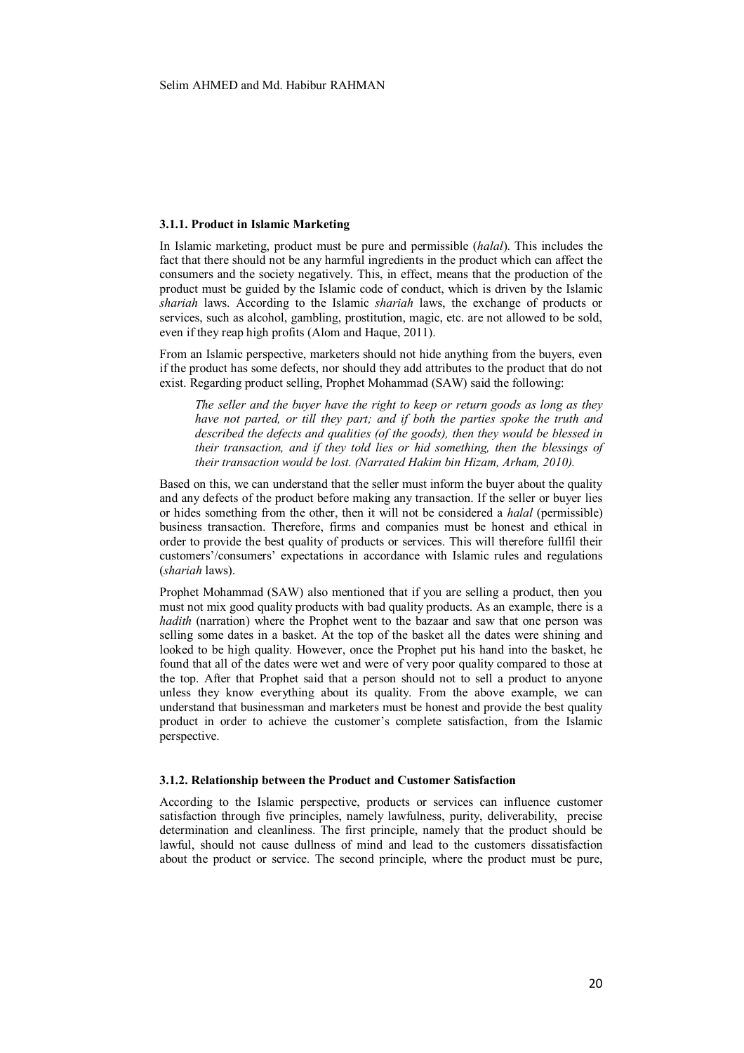### 3.1.1. Product in Islamic Marketing

In Islamic marketing, product must be pure and permissible (*halal*). This includes the fact that there should not be any harmful ingredients in the product which can affect the consumers and the society negatively. This, in effect, means that the production of the product must be guided by the Islamic code of conduct, which is driven by the Islamic *shariah* laws. According to the Islamic *shariah* laws, the exchange of products or services, such as alcohol, gambling, prostitution, magic, etc. are not allowed to be sold, even if they reap high profits (Alom and Haque, 2011).

From an Islamic perspective, marketers should not hide anything from the buyers, even if the product has some defects, nor should they add attributes to the product that do not exist. Regarding product selling, Prophet Mohammad (SAW) said the following:

> *The seller and the buyer have the right to keep or return goods as long as they have not parted, or till they part; and if both the parties spoke the truth and described the defects and qualities (of the goods), then they would be blessed in their transaction, and if they told lies or hid something, then the blessings of their transaction would be lost. (Narrated Hakim bin Hizam, Arham, 2010).*

Based on this, we can understand that the seller must inform the buyer about the quality and any defects of the product before making any transaction. If the seller or buyer lies or hides something from the other, then it will not be considered a *halal* (permissible) business transaction. Therefore, firms and companies must be honest and ethical in order to provide the best quality of products or services. This will therefore fullfil their customers'/consumers' expectations in accordance with Islamic rules and regulations (*shariah* laws).

Prophet Mohammad (SAW) also mentioned that if you are selling a product, then you must not mix good quality products with bad quality products. As an example, there is a *hadith* (narration) where the Prophet went to the bazaar and saw that one person was selling some dates in a basket. At the top of the basket all the dates were shining and looked to be high quality. However, once the Prophet put his hand into the basket, he found that all of the dates were wet and were of very poor quality compared to those at the top. After that Prophet said that a person should not to sell a product to anyone unless they know everything about its quality. From the above example, we can understand that businessman and marketers must be honest and provide the best quality product in order to achieve the customer's complete satisfaction, from the Islamic perspective.

### 3.1.2. Relationship between the Product and Customer Satisfaction

According to the Islamic perspective, products or services can influence customer satisfaction through five principles, namely lawfulness, purity, deliverability, precise determination and cleanliness. The first principle, namely that the product should be lawful, should not cause dullness of mind and lead to the customers dissatisfaction about the product or service. The second principle, where the product must be pure,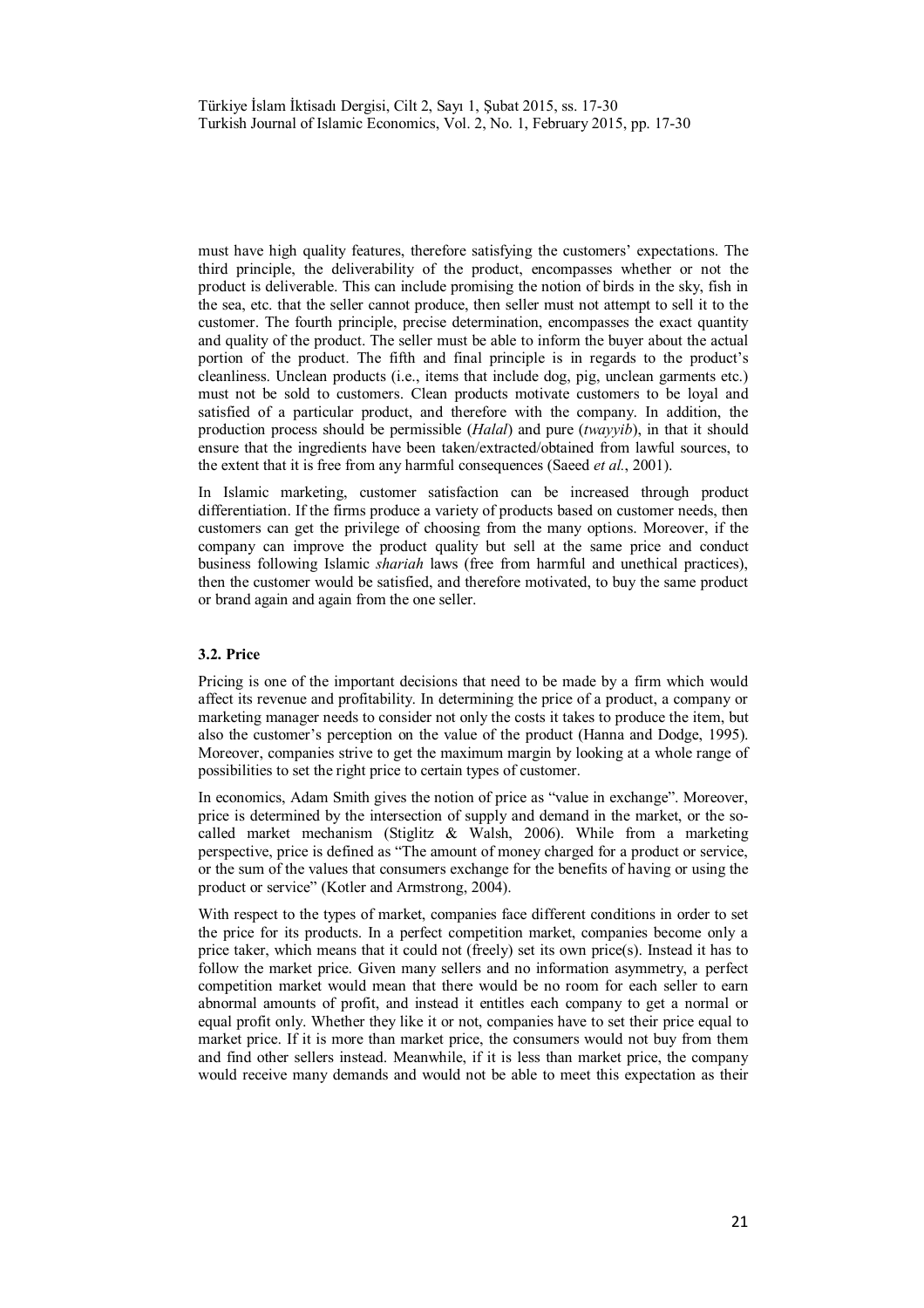must have high quality features, therefore satisfying the customers' expectations. The third principle, the deliverability of the product, encompasses whether or not the product is deliverable. This can include promising the notion of birds in the sky, fish in the sea, etc. that the seller cannot produce, then seller must not attempt to sell it to the customer. The fourth principle, precise determination, encompasses the exact quantity and quality of the product. The seller must be able to inform the buyer about the actual portion of the product. The fifth and final principle is in regards to the product's cleanliness. Unclean products (i.e., items that include dog, pig, unclean garments etc.) must not be sold to customers. Clean products motivate customers to be loyal and satisfied of a particular product, and therefore with the company. In addition, the production process should be permissible (*Halal*) and pure (*twayyib*), in that it should ensure that the ingredients have been taken/extracted/obtained from lawful sources, to the extent that it is free from any harmful consequences (Saeed *et al.*, 2001).

In Islamic marketing, customer satisfaction can be increased through product differentiation. If the firms produce a variety of products based on customer needs, then customers can get the privilege of choosing from the many options. Moreover, if the company can improve the product quality but sell at the same price and conduct business following Islamic *shariah* laws (free from harmful and unethical practices), then the customer would be satisfied, and therefore motivated, to buy the same product or brand again and again from the one seller.

### 3.2. Price

Pricing is one of the important decisions that need to be made by a firm which would affect its revenue and profitability. In determining the price of a product, a company or marketing manager needs to consider not only the costs it takes to produce the item, but also the customer's perception on the value of the product (Hanna and Dodge, 1995). Moreover, companies strive to get the maximum margin by looking at a whole range of possibilities to set the right price to certain types of customer.

In economics, Adam Smith gives the notion of price as "value in exchange". Moreover, price is determined by the intersection of supply and demand in the market, or the so-called market mechanism (Stiglitz & Walsh, 2006). While from a marketing perspective, price is defined as "The amount of money charged for a product or service, or the sum of the values that consumers exchange for the benefits of having or using the product or service" (Kotler and Armstrong, 2004).

With respect to the types of market, companies face different conditions in order to set the price for its products. In a perfect competition market, companies become only a price taker, which means that it could not (freely) set its own price(s). Instead it has to follow the market price. Given many sellers and no information asymmetry, a perfect competition market would mean that there would be no room for each seller to earn abnormal amounts of profit, and instead it entitles each company to get a normal or equal profit only. Whether they like it or not, companies have to set their price equal to market price. If it is more than market price, the consumers would not buy from them and find other sellers instead. Meanwhile, if it is less than market price, the company would receive many demands and would not be able to meet this expectation as their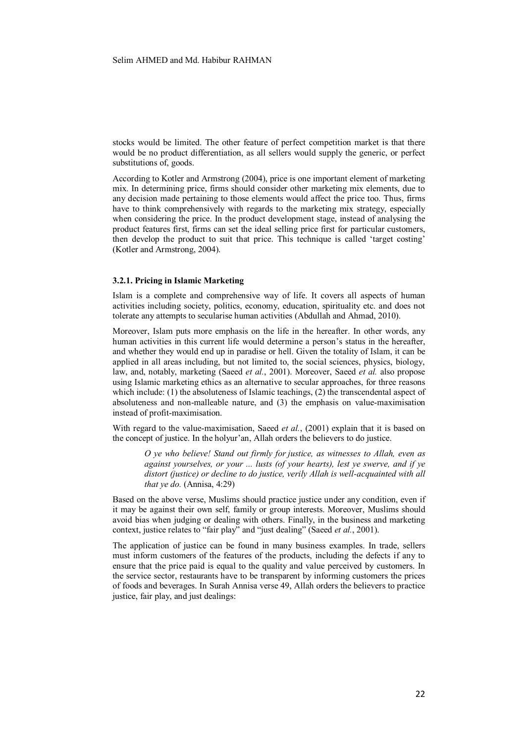stocks would be limited. The other feature of perfect competition market is that there would be no product differentiation, as all sellers would supply the generic, or perfect substitutions of, goods.

According to Kotler and Armstrong (2004), price is one important element of marketing mix. In determining price, firms should consider other marketing mix elements, due to any decision made pertaining to those elements would affect the price too. Thus, firms have to think comprehensively with regards to the marketing mix strategy, especially when considering the price. In the product development stage, instead of analysing the product features first, firms can set the ideal selling price first for particular customers, then develop the product to suit that price. This technique is called 'target costing' (Kotler and Armstrong, 2004).

### 3.2.1. Pricing in Islamic Marketing

Islam is a complete and comprehensive way of life. It covers all aspects of human activities including society, politics, economy, education, spirituality etc. and does not tolerate any attempts to secularise human activities (Abdullah and Ahmad, 2010).

Moreover, Islam puts more emphasis on the life in the hereafter. In other words, any human activities in this current life would determine a person's status in the hereafter, and whether they would end up in paradise or hell. Given the totality of Islam, it can be applied in all areas including, but not limited to, the social sciences, physics, biology, law, and, notably, marketing (Saeed *et al.*, 2001). Moreover, Saeed *et al.* also propose using Islamic marketing ethics as an alternative to secular approaches, for three reasons which include: (1) the absoluteness of Islamic teachings, (2) the transcendental aspect of absoluteness and non-malleable nature, and (3) the emphasis on value-maximisation instead of profit-maximisation.

With regard to the value-maximisation, Saeed *et al.*, (2001) explain that it is based on the concept of justice. In the holyur'an, Allah orders the believers to do justice.

> *O ye who believe! Stand out firmly for justice, as witnesses to Allah, even as against yourselves, or your ... lusts (of your hearts), lest ye swerve, and if ye distort (justice) or decline to do justice, verily Allah is well-acquainted with all that ye do.* (Annisa, 4:29)

Based on the above verse, Muslims should practice justice under any condition, even if it may be against their own self, family or group interests. Moreover, Muslims should avoid bias when judging or dealing with others. Finally, in the business and marketing context, justice relates to "fair play" and "just dealing" (Saeed *et al.*, 2001).

The application of justice can be found in many business examples. In trade, sellers must inform customers of the features of the products, including the defects if any to ensure that the price paid is equal to the quality and value perceived by customers. In the service sector, restaurants have to be transparent by informing customers the prices of foods and beverages. In Surah Annisa verse 49, Allah orders the believers to practice justice, fair play, and just dealings: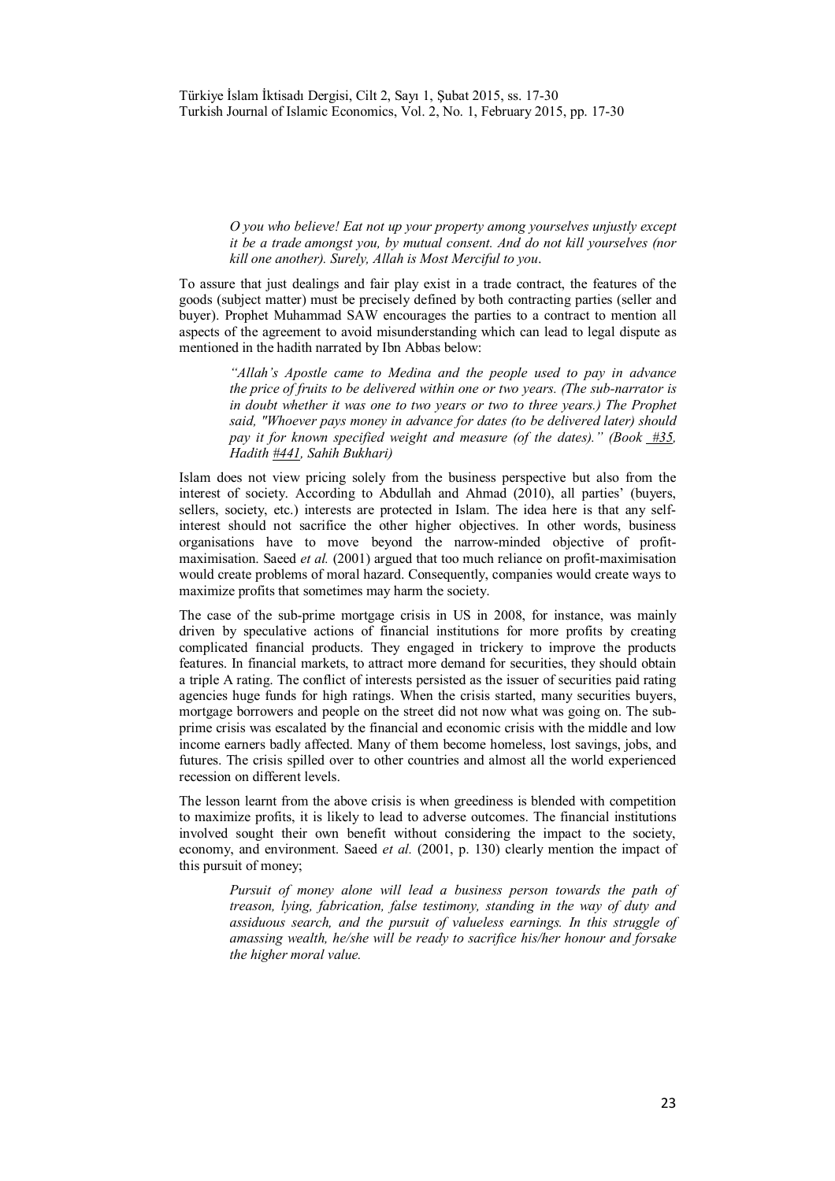> *O you who believe! Eat not up your property among yourselves unjustly except it be a trade amongst you, by mutual consent. And do not kill yourselves (nor kill one another). Surely, Allah is Most Merciful to you*.

To assure that just dealings and fair play exist in a trade contract, the features of the goods (subject matter) must be precisely defined by both contracting parties (seller and buyer). Prophet Muhammad SAW encourages the parties to a contract to mention all aspects of the agreement to avoid misunderstanding which can lead to legal dispute as mentioned in the hadith narrated by Ibn Abbas below:

> *"Allah's Apostle came to Medina and the people used to pay in advance the price of fruits to be delivered within one or two years. (The sub-narrator is in doubt whether it was one to two years or two to three years.) The Prophet said, "Whoever pays money in advance for dates (to be delivered later) should pay it for known specified weight and measure (of the dates)." (Book #35, Hadith #441, Sahih Bukhari)*

Islam does not view pricing solely from the business perspective but also from the interest of society. According to Abdullah and Ahmad (2010), all parties' (buyers, sellers, society, etc.) interests are protected in Islam. The idea here is that any self-interest should not sacrifice the other higher objectives. In other words, business organisations have to move beyond the narrow-minded objective of profit-maximisation. Saeed *et al.* (2001) argued that too much reliance on profit-maximisation would create problems of moral hazard. Consequently, companies would create ways to maximize profits that sometimes may harm the society.

The case of the sub-prime mortgage crisis in US in 2008, for instance, was mainly driven by speculative actions of financial institutions for more profits by creating complicated financial products. They engaged in trickery to improve the products features. In financial markets, to attract more demand for securities, they should obtain a triple A rating. The conflict of interests persisted as the issuer of securities paid rating agencies huge funds for high ratings. When the crisis started, many securities buyers, mortgage borrowers and people on the street did not now what was going on. The sub-prime crisis was escalated by the financial and economic crisis with the middle and low income earners badly affected. Many of them become homeless, lost savings, jobs, and futures. The crisis spilled over to other countries and almost all the world experienced recession on different levels.

The lesson learnt from the above crisis is when greediness is blended with competition to maximize profits, it is likely to lead to adverse outcomes. The financial institutions involved sought their own benefit without considering the impact to the society, economy, and environment. Saeed *et al.* (2001, p. 130) clearly mention the impact of this pursuit of money;

> *Pursuit of money alone will lead a business person towards the path of treason, lying, fabrication, false testimony, standing in the way of duty and assiduous search, and the pursuit of valueless earnings. In this struggle of amassing wealth, he/she will be ready to sacrifice his/her honour and forsake the higher moral value.*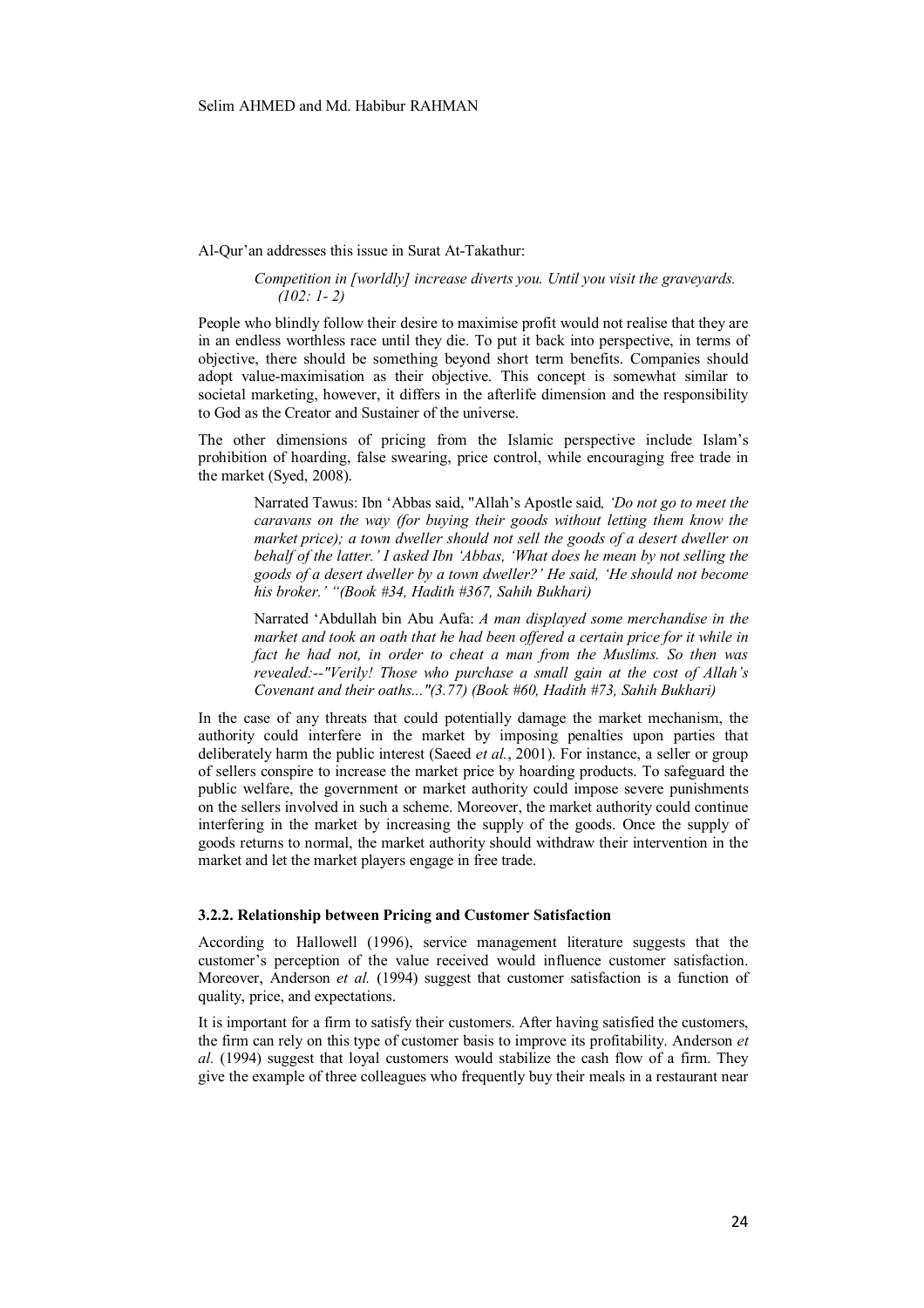Al-Qur'an addresses this issue in Surat At-Takathur:

> *Competition in [worldly] increase diverts you. Until you visit the graveyards. (102: 1- 2)*

People who blindly follow their desire to maximise profit would not realise that they are in an endless worthless race until they die. To put it back into perspective, in terms of objective, there should be something beyond short term benefits. Companies should adopt value-maximisation as their objective. This concept is somewhat similar to societal marketing, however, it differs in the afterlife dimension and the responsibility to God as the Creator and Sustainer of the universe.

The other dimensions of pricing from the Islamic perspective include Islam's prohibition of hoarding, false swearing, price control, while encouraging free trade in the market (Syed, 2008).

> Narrated Tawus: Ibn 'Abbas said, "Allah's Apostle said*, 'Do not go to meet the caravans on the way (for buying their goods without letting them know the market price); a town dweller should not sell the goods of a desert dweller on behalf of the latter.' I asked Ibn 'Abbas, 'What does he mean by not selling the goods of a desert dweller by a town dweller?' He said, 'He should not become his broker.' "(Book #34, Hadith #367, Sahih Bukhari)*

> Narrated 'Abdullah bin Abu Aufa: *A man displayed some merchandise in the market and took an oath that he had been offered a certain price for it while in fact he had not, in order to cheat a man from the Muslims. So then was revealed:--"Verily! Those who purchase a small gain at the cost of Allah's Covenant and their oaths..."(3.77) (Book #60, Hadith #73, Sahih Bukhari)*

In the case of any threats that could potentially damage the market mechanism, the authority could interfere in the market by imposing penalties upon parties that deliberately harm the public interest (Saeed *et al.*, 2001). For instance, a seller or group of sellers conspire to increase the market price by hoarding products. To safeguard the public welfare, the government or market authority could impose severe punishments on the sellers involved in such a scheme. Moreover, the market authority could continue interfering in the market by increasing the supply of the goods. Once the supply of goods returns to normal, the market authority should withdraw their intervention in the market and let the market players engage in free trade.

### 3.2.2. Relationship between Pricing and Customer Satisfaction

According to Hallowell (1996), service management literature suggests that the customer's perception of the value received would influence customer satisfaction. Moreover, Anderson *et al.* (1994) suggest that customer satisfaction is a function of quality, price, and expectations.

It is important for a firm to satisfy their customers. After having satisfied the customers, the firm can rely on this type of customer basis to improve its profitability. Anderson *et al.* (1994) suggest that loyal customers would stabilize the cash flow of a firm. They give the example of three colleagues who frequently buy their meals in a restaurant near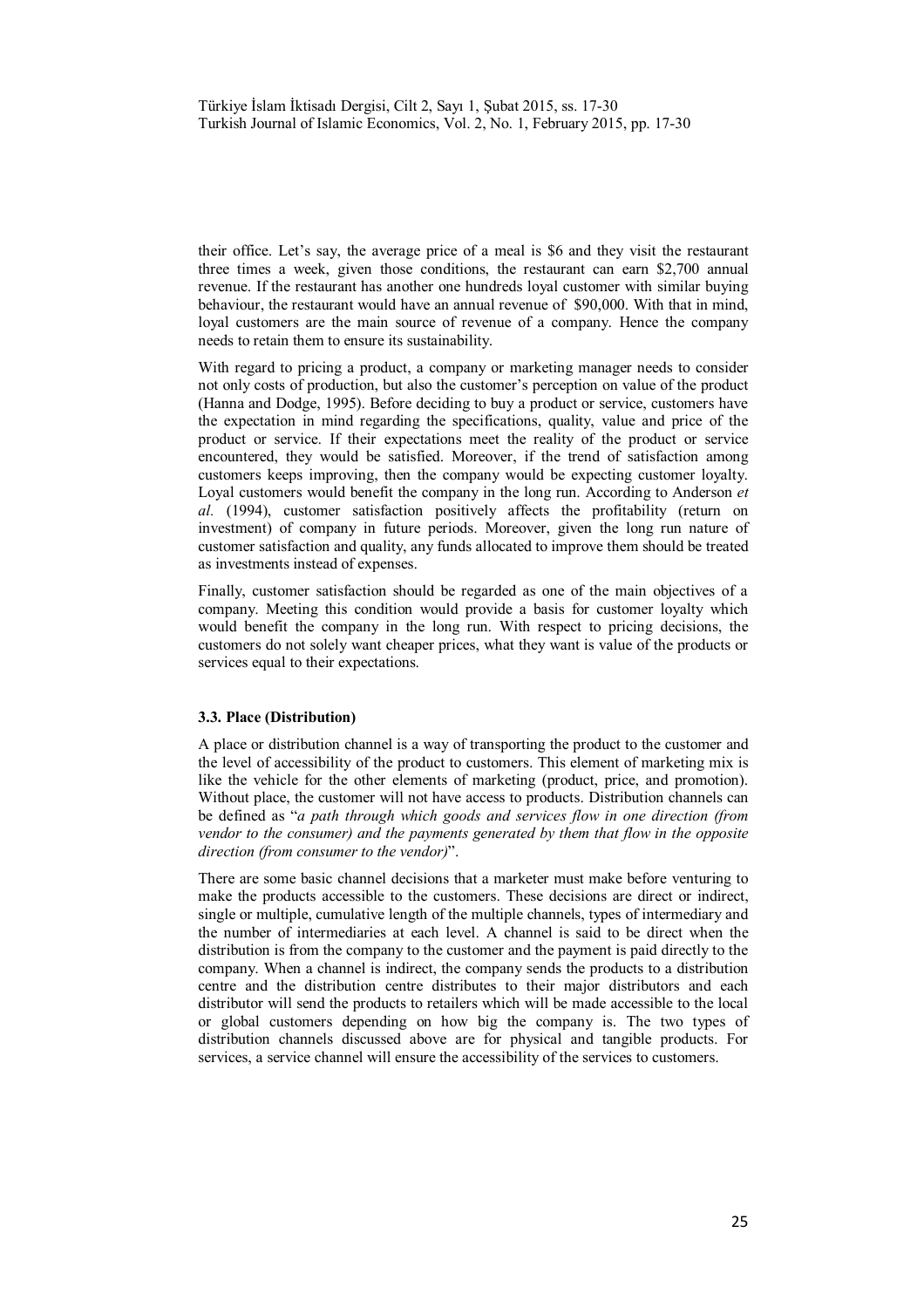their office. Let's say, the average price of a meal is $6 and they visit the restaurant three times a week, given those conditions, the restaurant can earn $2,700 annual revenue. If the restaurant has another one hundreds loyal customer with similar buying behaviour, the restaurant would have an annual revenue of $90,000. With that in mind, loyal customers are the main source of revenue of a company. Hence the company needs to retain them to ensure its sustainability.

With regard to pricing a product, a company or marketing manager needs to consider not only costs of production, but also the customer's perception on value of the product (Hanna and Dodge, 1995). Before deciding to buy a product or service, customers have the expectation in mind regarding the specifications, quality, value and price of the product or service. If their expectations meet the reality of the product or service encountered, they would be satisfied. Moreover, if the trend of satisfaction among customers keeps improving, then the company would be expecting customer loyalty. Loyal customers would benefit the company in the long run. According to Anderson *et al.* (1994), customer satisfaction positively affects the profitability (return on investment) of company in future periods. Moreover, given the long run nature of customer satisfaction and quality, any funds allocated to improve them should be treated as investments instead of expenses.

Finally, customer satisfaction should be regarded as one of the main objectives of a company. Meeting this condition would provide a basis for customer loyalty which would benefit the company in the long run. With respect to pricing decisions, the customers do not solely want cheaper prices, what they want is value of the products or services equal to their expectations.

### 3.3. Place (Distribution)

A place or distribution channel is a way of transporting the product to the customer and the level of accessibility of the product to customers. This element of marketing mix is like the vehicle for the other elements of marketing (product, price, and promotion). Without place, the customer will not have access to products. Distribution channels can be defined as "*a path through which goods and services flow in one direction (from vendor to the consumer) and the payments generated by them that flow in the opposite direction (from consumer to the vendor)*".

There are some basic channel decisions that a marketer must make before venturing to make the products accessible to the customers. These decisions are direct or indirect, single or multiple, cumulative length of the multiple channels, types of intermediary and the number of intermediaries at each level. A channel is said to be direct when the distribution is from the company to the customer and the payment is paid directly to the company. When a channel is indirect, the company sends the products to a distribution centre and the distribution centre distributes to their major distributors and each distributor will send the products to retailers which will be made accessible to the local or global customers depending on how big the company is. The two types of distribution channels discussed above are for physical and tangible products. For services, a service channel will ensure the accessibility of the services to customers.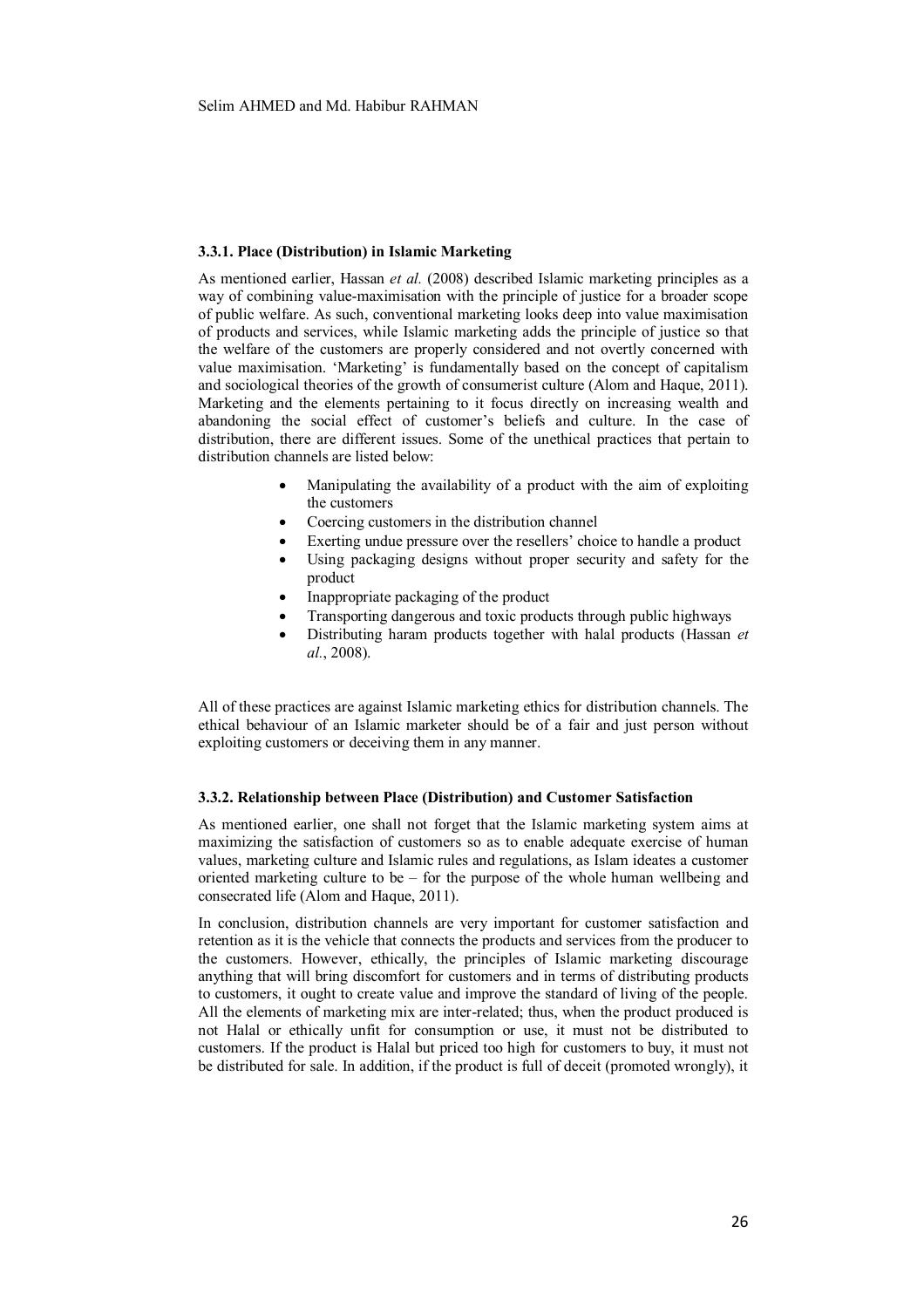### 3.3.1. Place (Distribution) in Islamic Marketing

As mentioned earlier, Hassan *et al.* (2008) described Islamic marketing principles as a way of combining value-maximisation with the principle of justice for a broader scope of public welfare. As such, conventional marketing looks deep into value maximisation of products and services, while Islamic marketing adds the principle of justice so that the welfare of the customers are properly considered and not overtly concerned with value maximisation. 'Marketing' is fundamentally based on the concept of capitalism and sociological theories of the growth of consumerist culture (Alom and Haque, 2011). Marketing and the elements pertaining to it focus directly on increasing wealth and abandoning the social effect of customer's beliefs and culture. In the case of distribution, there are different issues. Some of the unethical practices that pertain to distribution channels are listed below:

- Manipulating the availability of a product with the aim of exploiting the customers
- Coercing customers in the distribution channel
- Exerting undue pressure over the resellers' choice to handle a product
- Using packaging designs without proper security and safety for the product
- Inappropriate packaging of the product
- Transporting dangerous and toxic products through public highways
- Distributing haram products together with halal products (Hassan *et al.*, 2008).

All of these practices are against Islamic marketing ethics for distribution channels. The ethical behaviour of an Islamic marketer should be of a fair and just person without exploiting customers or deceiving them in any manner.

### 3.3.2. Relationship between Place (Distribution) and Customer Satisfaction

As mentioned earlier, one shall not forget that the Islamic marketing system aims at maximizing the satisfaction of customers so as to enable adequate exercise of human values, marketing culture and Islamic rules and regulations, as Islam ideates a customer oriented marketing culture to be – for the purpose of the whole human wellbeing and consecrated life (Alom and Haque, 2011).

In conclusion, distribution channels are very important for customer satisfaction and retention as it is the vehicle that connects the products and services from the producer to the customers. However, ethically, the principles of Islamic marketing discourage anything that will bring discomfort for customers and in terms of distributing products to customers, it ought to create value and improve the standard of living of the people. All the elements of marketing mix are inter-related; thus, when the product produced is not Halal or ethically unfit for consumption or use, it must not be distributed to customers. If the product is Halal but priced too high for customers to buy, it must not be distributed for sale. In addition, if the product is full of deceit (promoted wrongly), it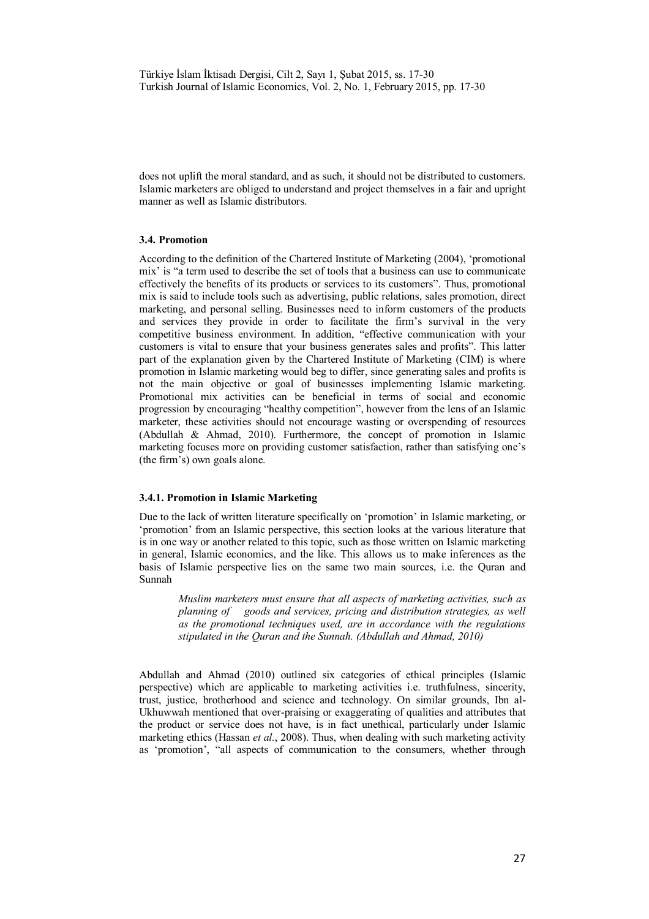does not uplift the moral standard, and as such, it should not be distributed to customers. Islamic marketers are obliged to understand and project themselves in a fair and upright manner as well as Islamic distributors.

### 3.4. Promotion

According to the definition of the Chartered Institute of Marketing (2004), 'promotional mix' is "a term used to describe the set of tools that a business can use to communicate effectively the benefits of its products or services to its customers". Thus, promotional mix is said to include tools such as advertising, public relations, sales promotion, direct marketing, and personal selling. Businesses need to inform customers of the products and services they provide in order to facilitate the firm's survival in the very competitive business environment. In addition, "effective communication with your customers is vital to ensure that your business generates sales and profits". This latter part of the explanation given by the Chartered Institute of Marketing (CIM) is where promotion in Islamic marketing would beg to differ, since generating sales and profits is not the main objective or goal of businesses implementing Islamic marketing. Promotional mix activities can be beneficial in terms of social and economic progression by encouraging "healthy competition", however from the lens of an Islamic marketer, these activities should not encourage wasting or overspending of resources (Abdullah & Ahmad, 2010). Furthermore, the concept of promotion in Islamic marketing focuses more on providing customer satisfaction, rather than satisfying one's (the firm's) own goals alone.

#### 3.4.1. Promotion in Islamic Marketing

Due to the lack of written literature specifically on 'promotion' in Islamic marketing, or 'promotion' from an Islamic perspective, this section looks at the various literature that is in one way or another related to this topic, such as those written on Islamic marketing in general, Islamic economics, and the like. This allows us to make inferences as the basis of Islamic perspective lies on the same two main sources, i.e. the Quran and Sunnah

> *Muslim marketers must ensure that all aspects of marketing activities, such as planning of goods and services, pricing and distribution strategies, as well as the promotional techniques used, are in accordance with the regulations stipulated in the Quran and the Sunnah. (Abdullah and Ahmad, 2010)*

Abdullah and Ahmad (2010) outlined six categories of ethical principles (Islamic perspective) which are applicable to marketing activities i.e. truthfulness, sincerity, trust, justice, brotherhood and science and technology. On similar grounds, Ibn al-Ukhuwwah mentioned that over-praising or exaggerating of qualities and attributes that the product or service does not have, is in fact unethical, particularly under Islamic marketing ethics (Hassan *et al.*, 2008). Thus, when dealing with such marketing activity as 'promotion', "all aspects of communication to the consumers, whether through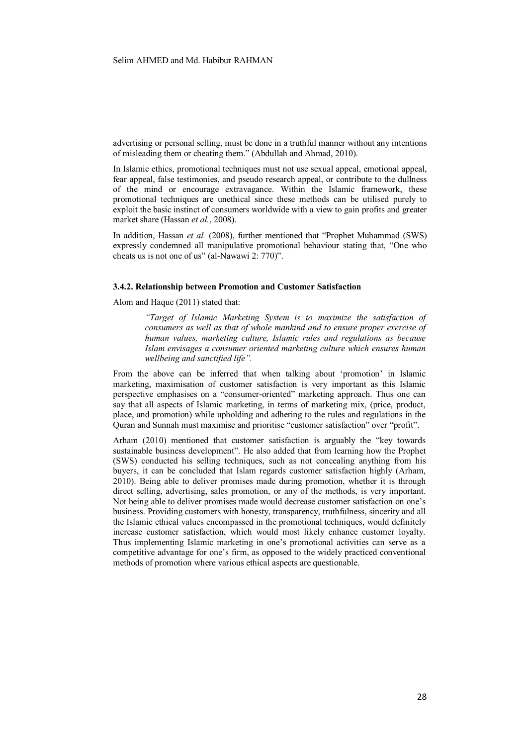advertising or personal selling, must be done in a truthful manner without any intentions of misleading them or cheating them." (Abdullah and Ahmad, 2010).

In Islamic ethics, promotional techniques must not use sexual appeal, emotional appeal, fear appeal, false testimonies, and pseudo research appeal, or contribute to the dullness of the mind or encourage extravagance. Within the Islamic framework, these promotional techniques are unethical since these methods can be utilised purely to exploit the basic instinct of consumers worldwide with a view to gain profits and greater market share (Hassan *et al.*, 2008).

In addition, Hassan *et al.* (2008), further mentioned that "Prophet Muhammad (SWS) expressly condemned all manipulative promotional behaviour stating that, "One who cheats us is not one of us" (al-Nawawi 2: 770)".

#### 3.4.2. Relationship between Promotion and Customer Satisfaction

Alom and Haque (2011) stated that:

> *"Target of Islamic Marketing System is to maximize the satisfaction of consumers as well as that of whole mankind and to ensure proper exercise of human values, marketing culture, Islamic rules and regulations as because Islam envisages a consumer oriented marketing culture which ensures human wellbeing and sanctified life".*

From the above can be inferred that when talking about 'promotion' in Islamic marketing, maximisation of customer satisfaction is very important as this Islamic perspective emphasises on a "consumer-oriented" marketing approach. Thus one can say that all aspects of Islamic marketing, in terms of marketing mix, (price, product, place, and promotion) while upholding and adhering to the rules and regulations in the Quran and Sunnah must maximise and prioritise "customer satisfaction" over "profit".

Arham (2010) mentioned that customer satisfaction is arguably the "key towards sustainable business development". He also added that from learning how the Prophet (SWS) conducted his selling techniques, such as not concealing anything from his buyers, it can be concluded that Islam regards customer satisfaction highly (Arham, 2010). Being able to deliver promises made during promotion, whether it is through direct selling, advertising, sales promotion, or any of the methods, is very important. Not being able to deliver promises made would decrease customer satisfaction on one's business. Providing customers with honesty, transparency, truthfulness, sincerity and all the Islamic ethical values encompassed in the promotional techniques, would definitely increase customer satisfaction, which would most likely enhance customer loyalty. Thus implementing Islamic marketing in one's promotional activities can serve as a competitive advantage for one's firm, as opposed to the widely practiced conventional methods of promotion where various ethical aspects are questionable.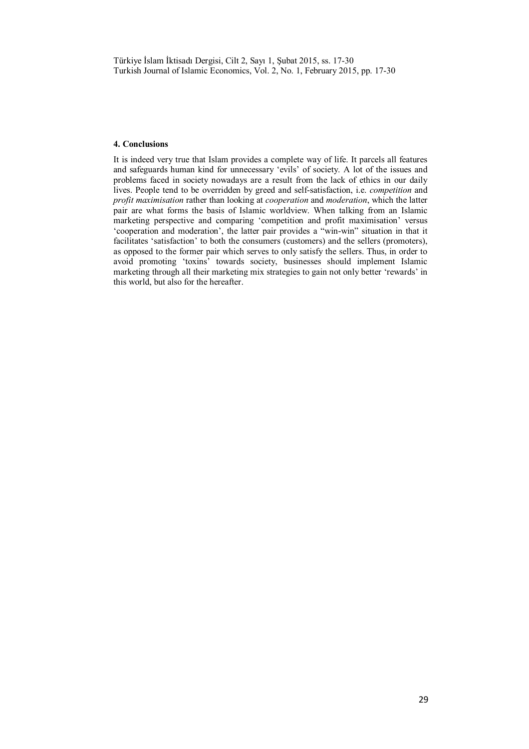#### 4. Conclusions

It is indeed very true that Islam provides a complete way of life. It parcels all features and safeguards human kind for unnecessary 'evils' of society. A lot of the issues and problems faced in society nowadays are a result from the lack of ethics in our daily lives. People tend to be overridden by greed and self-satisfaction, i.e. *competition* and *profit maximisation* rather than looking at *cooperation* and *moderation*, which the latter pair are what forms the basis of Islamic worldview. When talking from an Islamic marketing perspective and comparing 'competition and profit maximisation' versus 'cooperation and moderation', the latter pair provides a "win-win" situation in that it facilitates 'satisfaction' to both the consumers (customers) and the sellers (promoters), as opposed to the former pair which serves to only satisfy the sellers. Thus, in order to avoid promoting 'toxins' towards society, businesses should implement Islamic marketing through all their marketing mix strategies to gain not only better 'rewards' in this world, but also for the hereafter.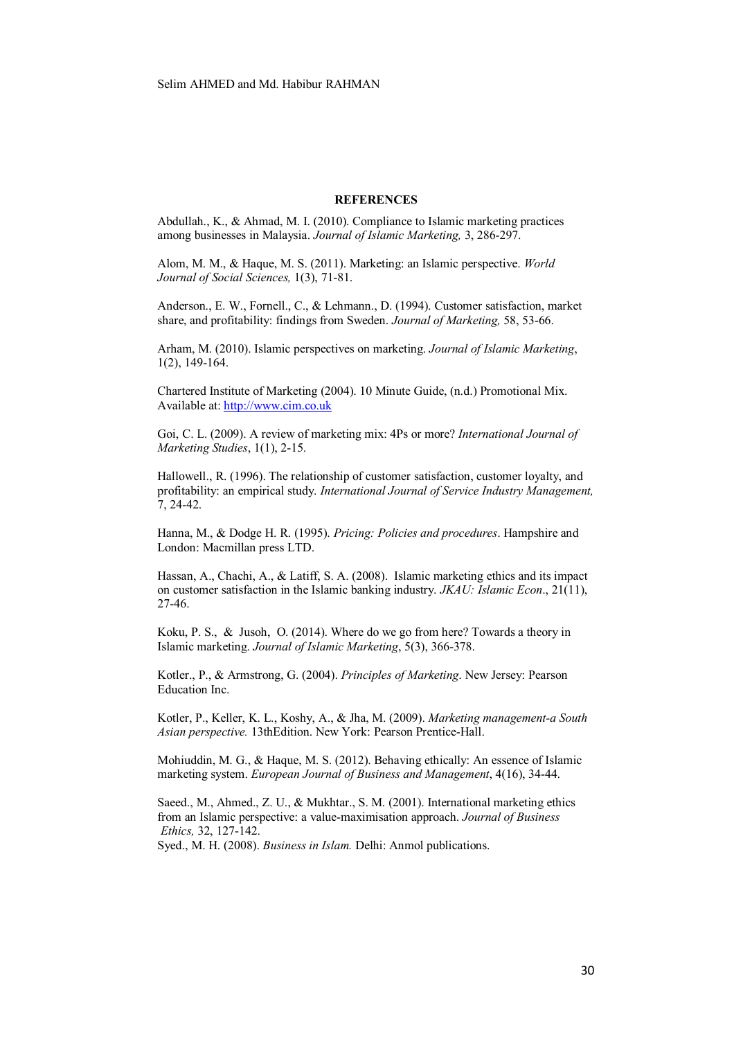## REFERENCES

Abdullah., K., & Ahmad, M. I. (2010). Compliance to Islamic marketing practices among businesses in Malaysia. *Journal of Islamic Marketing,* 3, 286-297.

Alom, M. M., & Haque, M. S. (2011). Marketing: an Islamic perspective. *World Journal of Social Sciences,* 1(3), 71-81.

Anderson., E. W., Fornell., C., & Lehmann., D. (1994). Customer satisfaction, market share, and profitability: findings from Sweden. *Journal of Marketing,* 58, 53-66.

Arham, M. (2010). Islamic perspectives on marketing. *Journal of Islamic Marketing*, 1(2), 149-164.

Chartered Institute of Marketing (2004). 10 Minute Guide, (n.d.) Promotional Mix. Available at: http://www.cim.co.uk

Goi, C. L. (2009). A review of marketing mix: 4Ps or more? *International Journal of Marketing Studies*, 1(1), 2-15.

Hallowell., R. (1996). The relationship of customer satisfaction, customer loyalty, and profitability: an empirical study. *International Journal of Service Industry Management,* 7, 24-42.

Hanna, M., & Dodge H. R. (1995). *Pricing: Policies and procedures*. Hampshire and London: Macmillan press LTD.

Hassan, A., Chachi, A., & Latiff, S. A. (2008). Islamic marketing ethics and its impact on customer satisfaction in the Islamic banking industry. *JKAU: Islamic Econ*., 21(11), 27-46.

Koku, P. S., & Jusoh, O. (2014). Where do we go from here? Towards a theory in Islamic marketing. *Journal of Islamic Marketing*, 5(3), 366-378.

Kotler., P., & Armstrong, G. (2004). *Principles of Marketing.* New Jersey: Pearson Education Inc.

Kotler, P., Keller, K. L., Koshy, A., & Jha, M. (2009). *Marketing management-a South Asian perspective.* 13thEdition. New York: Pearson Prentice-Hall.

Mohiuddin, M. G., & Haque, M. S. (2012). Behaving ethically: An essence of Islamic marketing system. *European Journal of Business and Management*, 4(16), 34-44.

Saeed., M., Ahmed., Z. U., & Mukhtar., S. M. (2001). International marketing ethics from an Islamic perspective: a value-maximisation approach. *Journal of Business Ethics,* 32, 127-142.

Syed., M. H. (2008). *Business in Islam.* Delhi: Anmol publications.